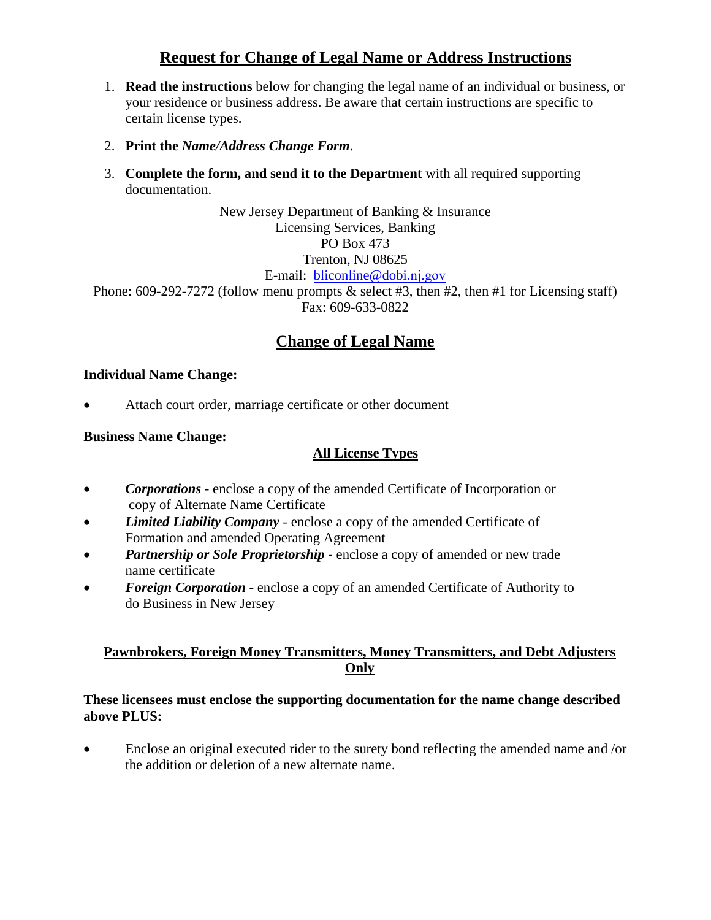# Request for Change of Legal Name or Address Instructions

1. **Read the instructions** below for changing the legal name of an individual or business, or your residence or business address. Be aware that certain instructions are specific to certain license types.

2. **Print the *Name/Address Change Form***.

3. **Complete the form, and send it to the Department** with all required supporting documentation.

New Jersey Department of Banking & Insurance
Licensing Services, Banking
PO Box 473
Trenton, NJ 08625
E-mail: bliconline@dobi.nj.gov
Phone: 609-292-7272 (follow menu prompts & select #3, then #2, then #1 for Licensing staff)
Fax: 609-633-0822

## Change of Legal Name

**Individual Name Change:**

- Attach court order, marriage certificate or other document

**Business Name Change:**

### All License Types

- ***Corporations*** - enclose a copy of the amended Certificate of Incorporation or copy of Alternate Name Certificate
- ***Limited Liability Company*** - enclose a copy of the amended Certificate of Formation and amended Operating Agreement
- ***Partnership or Sole Proprietorship*** - enclose a copy of amended or new trade name certificate
- ***Foreign Corporation*** - enclose a copy of an amended Certificate of Authority to do Business in New Jersey

### Pawnbrokers, Foreign Money Transmitters, Money Transmitters, and Debt Adjusters Only

**These licensees must enclose the supporting documentation for the name change described above PLUS:**

- Enclose an original executed rider to the surety bond reflecting the amended name and /or the addition or deletion of a new alternate name.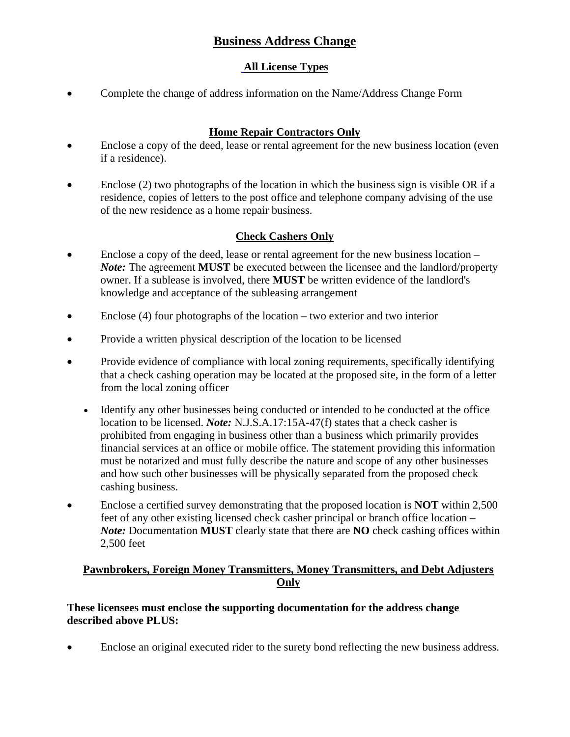# Business Address Change

## All License Types

- Complete the change of address information on the Name/Address Change Form

## Home Repair Contractors Only

- Enclose a copy of the deed, lease or rental agreement for the new business location (even if a residence).
- Enclose (2) two photographs of the location in which the business sign is visible OR if a residence, copies of letters to the post office and telephone company advising of the use of the new residence as a home repair business.

## Check Cashers Only

- Enclose a copy of the deed, lease or rental agreement for the new business location – ***Note:*** The agreement **MUST** be executed between the licensee and the landlord/property owner. If a sublease is involved, there **MUST** be written evidence of the landlord's knowledge and acceptance of the subleasing arrangement
- Enclose (4) four photographs of the location – two exterior and two interior
- Provide a written physical description of the location to be licensed
- Provide evidence of compliance with local zoning requirements, specifically identifying that a check cashing operation may be located at the proposed site, in the form of a letter from the local zoning officer
  - Identify any other businesses being conducted or intended to be conducted at the office location to be licensed. ***Note:*** N.J.S.A.17:15A-47(f) states that a check casher is prohibited from engaging in business other than a business which primarily provides financial services at an office or mobile office. The statement providing this information must be notarized and must fully describe the nature and scope of any other businesses and how such other businesses will be physically separated from the proposed check cashing business.
- Enclose a certified survey demonstrating that the proposed location is **NOT** within 2,500 feet of any other existing licensed check casher principal or branch office location – ***Note:*** Documentation **MUST** clearly state that there are **NO** check cashing offices within 2,500 feet

## Pawnbrokers, Foreign Money Transmitters, Money Transmitters, and Debt Adjusters Only

**These licensees must enclose the supporting documentation for the address change described above PLUS:**

- Enclose an original executed rider to the surety bond reflecting the new business address.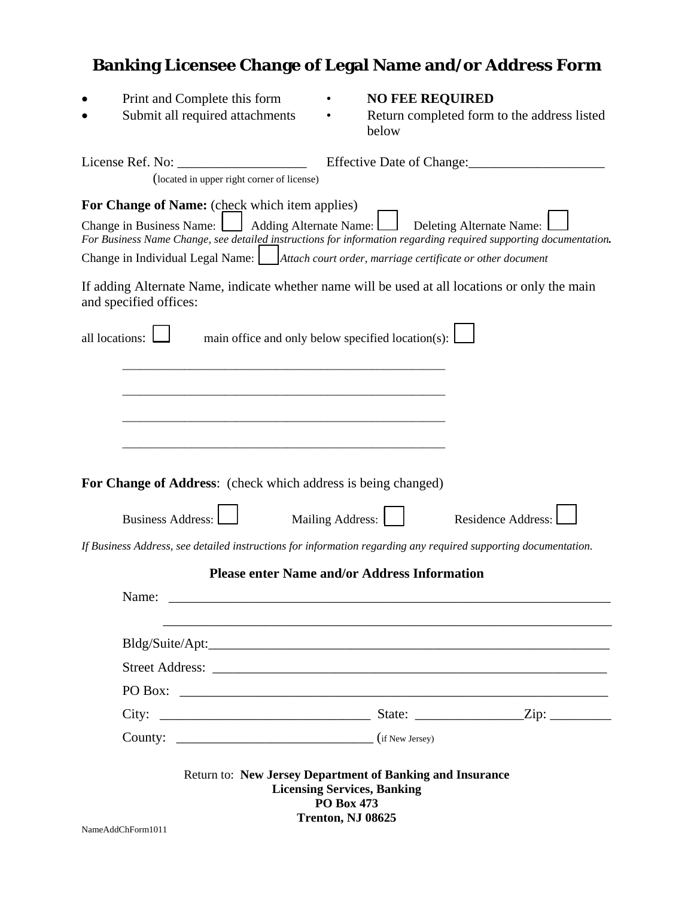# Banking Licensee Change of Legal Name and/or Address Form

- Print and Complete this form
- Submit all required attachments
- **NO FEE REQUIRED**
- Return completed form to the address listed below

License Ref. No: ___________________ (located in upper right corner of license)

Effective Date of Change:____________________

**For Change of Name:** (check which item applies)

Change in Business Name: ☐ Adding Alternate Name: ☐ Deleting Alternate Name: ☐

*For Business Name Change, see detailed instructions for information regarding required supporting documentation.*

Change in Individual Legal Name: ☐ *Attach court order, marriage certificate or other document*

If adding Alternate Name, indicate whether name will be used at all locations or only the main and specified offices:

all locations: ☐ main office and only below specified location(s): ☐

___________________________________________________

___________________________________________________

___________________________________________________

___________________________________________________

**For Change of Address**: (check which address is being changed)

Business Address: ☐ Mailing Address: ☐ Residence Address: ☐

*If Business Address, see detailed instructions for information regarding any required supporting documentation.*

**Please enter Name and/or Address Information**

Name: ___________________________________________________________________

___________________________________________________________________

Bldg/Suite/Apt:_____________________________________________________________

Street Address: _____________________________________________________________

PO Box: ____________________________________________________________________

City: _______________________________ State: ________________Zip: _________

County: _____________________________ (if New Jersey)

Return to: **New Jersey Department of Banking and Insurance**
**Licensing Services, Banking**
**PO Box 473**
**Trenton, NJ 08625**

NameAddChForm1011